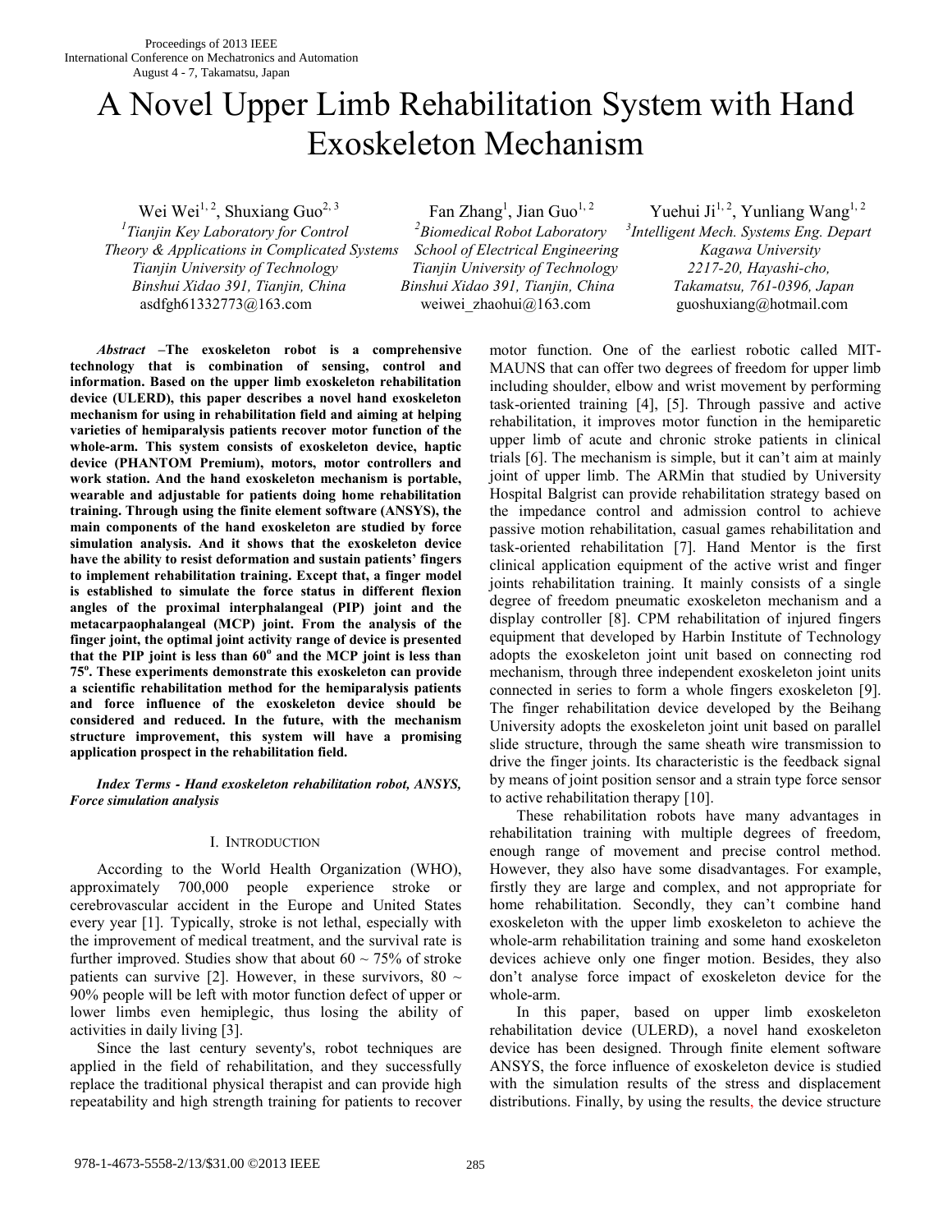Proceedings of 2013 IEEE
International Conference on Mechatronics and Automation
August 4 - 7, Takamatsu, Japan

# A Novel Upper Limb Rehabilitation System with Hand Exoskeleton Mechanism

Wei Wei[1, 2], Shuxiang Guo[2, 3], Fan Zhang[1], Jian Guo[1, 2], Yuehui Ji[1, 2], Yunliang Wang[1, 2]

[1]*Tianjin Key Laboratory for Control Theory & Applications in Complicated Systems, Tianjin University of Technology, Binshui Xidao 391, Tianjin, China*
asdfgh61332773@163.com

[2]*Biomedical Robot Laboratory, School of Electrical Engineering, Tianjin University of Technology, Binshui Xidao 391, Tianjin, China*
weiwei_zhaohui@163.com

[3]*Intelligent Mech. Systems Eng. Depart, Kagawa University, 2217-20, Hayashi-cho, Takamatsu, 761-0396, Japan*
guoshuxiang@hotmail.com

***Abstract*** **–The exoskeleton robot is a comprehensive technology that is combination of sensing, control and information. Based on the upper limb exoskeleton rehabilitation device (ULERD), this paper describes a novel hand exoskeleton mechanism for using in rehabilitation field and aiming at helping varieties of hemiparalysis patients recover motor function of the whole-arm. This system consists of exoskeleton device, haptic device (PHANTOM Premium), motors, motor controllers and work station. And the hand exoskeleton mechanism is portable, wearable and adjustable for patients doing home rehabilitation training. Through using the finite element software (ANSYS), the main components of the hand exoskeleton are studied by force simulation analysis. And it shows that the exoskeleton device have the ability to resist deformation and sustain patients' fingers to implement rehabilitation training. Except that, a finger model is established to simulate the force status in different flexion angles of the proximal interphalangeal (PIP) joint and the metacarpaophalangeal (MCP) joint. From the analysis of the finger joint, the optimal joint activity range of device is presented that the PIP joint is less than 60$^o$ and the MCP joint is less than 75$^o$. These experiments demonstrate this exoskeleton can provide a scientific rehabilitation method for the hemiparalysis patients and force influence of the exoskeleton device should be considered and reduced. In the future, with the mechanism structure improvement, this system will have a promising application prospect in the rehabilitation field.**

***Index Terms - Hand exoskeleton rehabilitation robot, ANSYS, Force simulation analysis***

## I. Introduction

According to the World Health Organization (WHO), approximately 700,000 people experience stroke or cerebrovascular accident in the Europe and United States every year [1]. Typically, stroke is not lethal, especially with the improvement of medical treatment, and the survival rate is further improved. Studies show that about 60 ~ 75% of stroke patients can survive [2]. However, in these survivors, 80 ~ 90% people will be left with motor function defect of upper or lower limbs even hemiplegic, thus losing the ability of activities in daily living [3].

Since the last century seventy's, robot techniques are applied in the field of rehabilitation, and they successfully replace the traditional physical therapist and can provide high repeatability and high strength training for patients to recover motor function. One of the earliest robotic called MIT-MAUNS that can offer two degrees of freedom for upper limb including shoulder, elbow and wrist movement by performing task-oriented training [4], [5]. Through passive and active rehabilitation, it improves motor function in the hemiparetic upper limb of acute and chronic stroke patients in clinical trials [6]. The mechanism is simple, but it can't aim at mainly joint of upper limb. The ARMin that studied by University Hospital Balgrist can provide rehabilitation strategy based on the impedance control and admission control to achieve passive motion rehabilitation, casual games rehabilitation and task-oriented rehabilitation [7]. Hand Mentor is the first clinical application equipment of the active wrist and finger joints rehabilitation training. It mainly consists of a single degree of freedom pneumatic exoskeleton mechanism and a display controller [8]. CPM rehabilitation of injured fingers equipment that developed by Harbin Institute of Technology adopts the exoskeleton joint unit based on connecting rod mechanism, through three independent exoskeleton joint units connected in series to form a whole fingers exoskeleton [9]. The finger rehabilitation device developed by the Beihang University adopts the exoskeleton joint unit based on parallel slide structure, through the same sheath wire transmission to drive the finger joints. Its characteristic is the feedback signal by means of joint position sensor and a strain type force sensor to active rehabilitation therapy [10].

These rehabilitation robots have many advantages in rehabilitation training with multiple degrees of freedom, enough range of movement and precise control method. However, they also have some disadvantages. For example, firstly they are large and complex, and not appropriate for home rehabilitation. Secondly, they can't combine hand exoskeleton with the upper limb exoskeleton to achieve the whole-arm rehabilitation training and some hand exoskeleton devices achieve only one finger motion. Besides, they also don't analyse force impact of exoskeleton device for the whole-arm.

In this paper, based on upper limb exoskeleton rehabilitation device (ULERD), a novel hand exoskeleton device has been designed. Through finite element software ANSYS, the force influence of exoskeleton device is studied with the simulation results of the stress and displacement distributions. Finally, by using the results, the device structure

978-1-4673-5558-2/13/$31.00 ©2013 IEEE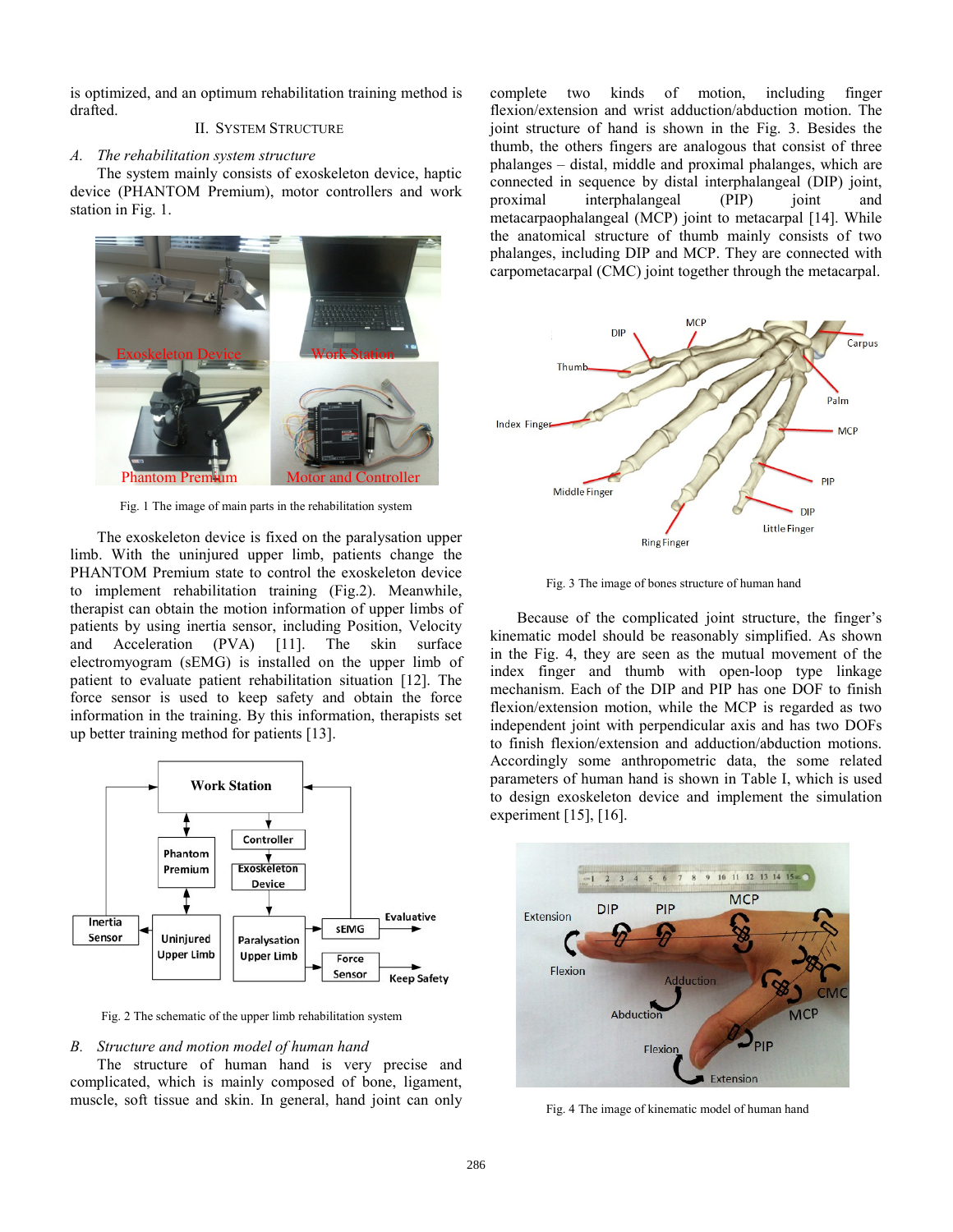is optimized, and an optimum rehabilitation training method is drafted.

## II. System Structure

### *A. The rehabilitation system structure*

The system mainly consists of exoskeleton device, haptic device (PHANTOM Premium), motor controllers and work station in Fig. 1.

Fig. 1 The image of main parts in the rehabilitation system

The exoskeleton device is fixed on the paralysation upper limb. With the uninjured upper limb, patients change the PHANTOM Premium state to control the exoskeleton device to implement rehabilitation training (Fig.2). Meanwhile, therapist can obtain the motion information of upper limbs of patients by using inertia sensor, including Position, Velocity and Acceleration (PVA) [11]. The skin surface electromyogram (sEMG) is installed on the upper limb of patient to evaluate patient rehabilitation situation [12]. The force sensor is used to keep safety and obtain the force information in the training. By this information, therapists set up better training method for patients [13].

Fig. 2 The schematic of the upper limb rehabilitation system

### *B. Structure and motion model of human hand*

The structure of human hand is very precise and complicated, which is mainly composed of bone, ligament, muscle, soft tissue and skin. In general, hand joint can only complete two kinds of motion, including finger flexion/extension and wrist adduction/abduction motion. The joint structure of hand is shown in the Fig. 3. Besides the thumb, the others fingers are analogous that consist of three phalanges – distal, middle and proximal phalanges, which are connected in sequence by distal interphalangeal (DIP) joint, proximal interphalangeal (PIP) joint and metacarpaophalangeal (MCP) joint to metacarpal [14]. While the anatomical structure of thumb mainly consists of two phalanges, including DIP and MCP. They are connected with carpometacarpal (CMC) joint together through the metacarpal.

Fig. 3 The image of bones structure of human hand

Because of the complicated joint structure, the finger's kinematic model should be reasonably simplified. As shown in the Fig. 4, they are seen as the mutual movement of the index finger and thumb with open-loop type linkage mechanism. Each of the DIP and PIP has one DOF to finish flexion/extension motion, while the MCP is regarded as two independent joint with perpendicular axis and has two DOFs to finish flexion/extension and adduction/abduction motions. Accordingly some anthropometric data, the some related parameters of human hand is shown in Table I, which is used to design exoskeleton device and implement the simulation experiment [15], [16].

Fig. 4 The image of kinematic model of human hand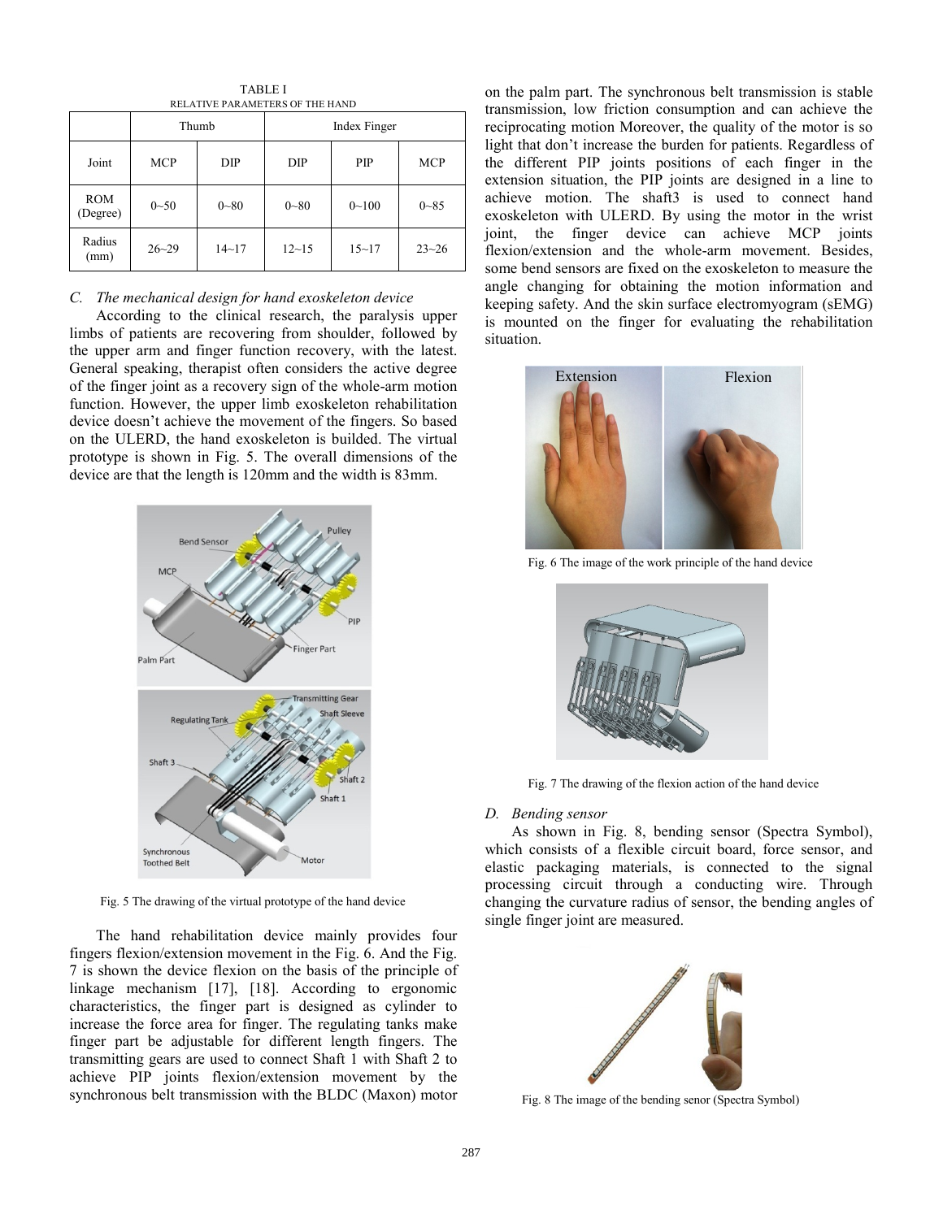TABLE I
RELATIVE PARAMETERS OF THE HAND

| | Thumb | | Index Finger | | |
|---|---|---|---|---|---|
| Joint | MCP | DIP | DIP | PIP | MCP |
| ROM (Degree) | 0~50 | 0~80 | 0~80 | 0~100 | 0~85 |
| Radius (mm) | 26~29 | 14~17 | 12~15 | 15~17 | 23~26 |

### *C. The mechanical design for hand exoskeleton device*

According to the clinical research, the paralysis upper limbs of patients are recovering from shoulder, followed by the upper arm and finger function recovery, with the latest. General speaking, therapist often considers the active degree of the finger joint as a recovery sign of the whole-arm motion function. However, the upper limb exoskeleton rehabilitation device doesn't achieve the movement of the fingers. So based on the ULERD, the hand exoskeleton is builded. The virtual prototype is shown in Fig. 5. The overall dimensions of the device are that the length is 120mm and the width is 83mm.

Fig. 5 The drawing of the virtual prototype of the hand device

The hand rehabilitation device mainly provides four fingers flexion/extension movement in the Fig. 6. And the Fig. 7 is shown the device flexion on the basis of the principle of linkage mechanism [17], [18]. According to ergonomic characteristics, the finger part is designed as cylinder to increase the force area for finger. The regulating tanks make finger part be adjustable for different length fingers. The transmitting gears are used to connect Shaft 1 with Shaft 2 to achieve PIP joints flexion/extension movement by the synchronous belt transmission with the BLDC (Maxon) motor on the palm part. The synchronous belt transmission is stable transmission, low friction consumption and can achieve the reciprocating motion Moreover, the quality of the motor is so light that don't increase the burden for patients. Regardless of the different PIP joints positions of each finger in the extension situation, the PIP joints are designed in a line to achieve motion. The shaft3 is used to connect hand exoskeleton with ULERD. By using the motor in the wrist joint, the finger device can achieve MCP joints flexion/extension and the whole-arm movement. Besides, some bend sensors are fixed on the exoskeleton to measure the angle changing for obtaining the motion information and keeping safety. And the skin surface electromyogram (sEMG) is mounted on the finger for evaluating the rehabilitation situation.

Fig. 6 The image of the work principle of the hand device

Fig. 7 The drawing of the flexion action of the hand device

### *D. Bending sensor*

As shown in Fig. 8, bending sensor (Spectra Symbol), which consists of a flexible circuit board, force sensor, and elastic packaging materials, is connected to the signal processing circuit through a conducting wire. Through changing the curvature radius of sensor, the bending angles of single finger joint are measured.

Fig. 8 The image of the bending senor (Spectra Symbol)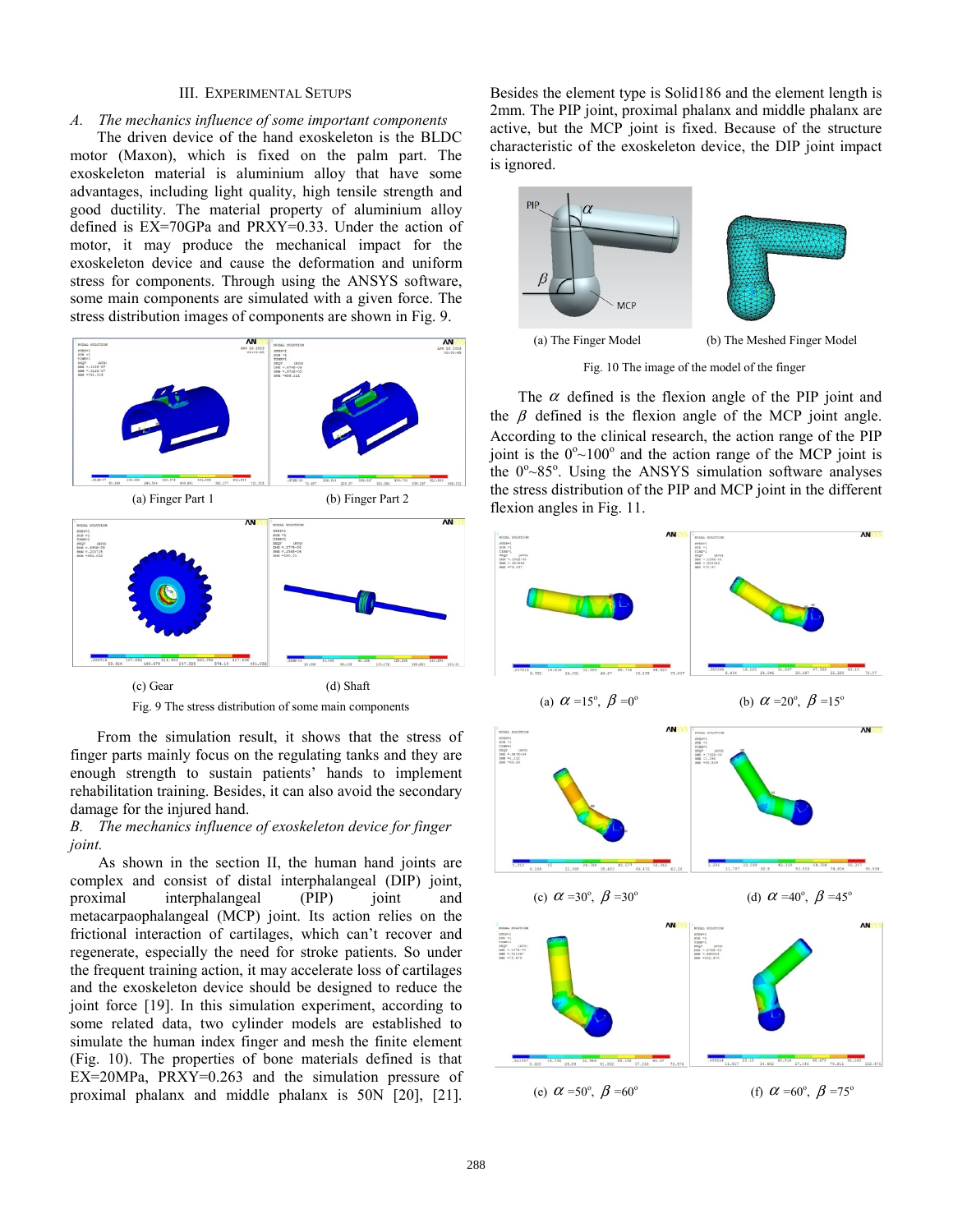### III. Experimental Setups

*A. The mechanics influence of some important components*

The driven device of the hand exoskeleton is the BLDC motor (Maxon), which is fixed on the palm part. The exoskeleton material is aluminium alloy that have some advantages, including light quality, high tensile strength and good ductility. The material property of aluminium alloy defined is EX=70GPa and PRXY=0.33. Under the action of motor, it may produce the mechanical impact for the exoskeleton device and cause the deformation and uniform stress for components. Through using the ANSYS software, some main components are simulated with a given force. The stress distribution images of components are shown in Fig. 9.

(a) Finger Part 1

(b) Finger Part 2

(c) Gear

(d) Shaft

Fig. 9 The stress distribution of some main components

From the simulation result, it shows that the stress of finger parts mainly focus on the regulating tanks and they are enough strength to sustain patients' hands to implement rehabilitation training. Besides, it can also avoid the secondary damage for the injured hand.

*B. The mechanics influence of exoskeleton device for finger joint.*

As shown in the section II, the human hand joints are complex and consist of distal interphalangeal (DIP) joint, proximal interphalangeal (PIP) joint and metacarpaophalangeal (MCP) joint. Its action relies on the frictional interaction of cartilages, which can't recover and regenerate, especially the need for stroke patients. So under the frequent training action, it may accelerate loss of cartilages and the exoskeleton device should be designed to reduce the joint force [19]. In this simulation experiment, according to some related data, two cylinder models are established to simulate the human index finger and mesh the finite element (Fig. 10). The properties of bone materials defined is that EX=20MPa, PRXY=0.263 and the simulation pressure of proximal phalanx and middle phalanx is 50N [20], [21]. Besides the element type is Solid186 and the element length is 2mm. The PIP joint, proximal phalanx and middle phalanx are active, but the MCP joint is fixed. Because of the structure characteristic of the exoskeleton device, the DIP joint impact is ignored.

(a) The Finger Model

(b) The Meshed Finger Model

Fig. 10 The image of the model of the finger

The $\alpha$ defined is the flexion angle of the PIP joint and the $\beta$ defined is the flexion angle of the MCP joint angle. According to the clinical research, the action range of the PIP joint is the $0^{o}\sim100^{o}$ and the action range of the MCP joint is the $0^{o}\sim85^{o}$. Using the ANSYS simulation software analyses the stress distribution of the PIP and MCP joint in the different flexion angles in Fig. 11.

(a) $\alpha=15^{o}$, $\beta=0^{o}$

(b) $\alpha=20^{o}$, $\beta=15^{o}$

(c) $\alpha=30^{o}$, $\beta=30^{o}$

(d) $\alpha=40^{o}$, $\beta=45^{o}$

(e) $\alpha=50^{o}$, $\beta=60^{o}$

(f) $\alpha=60^{o}$, $\beta=75^{o}$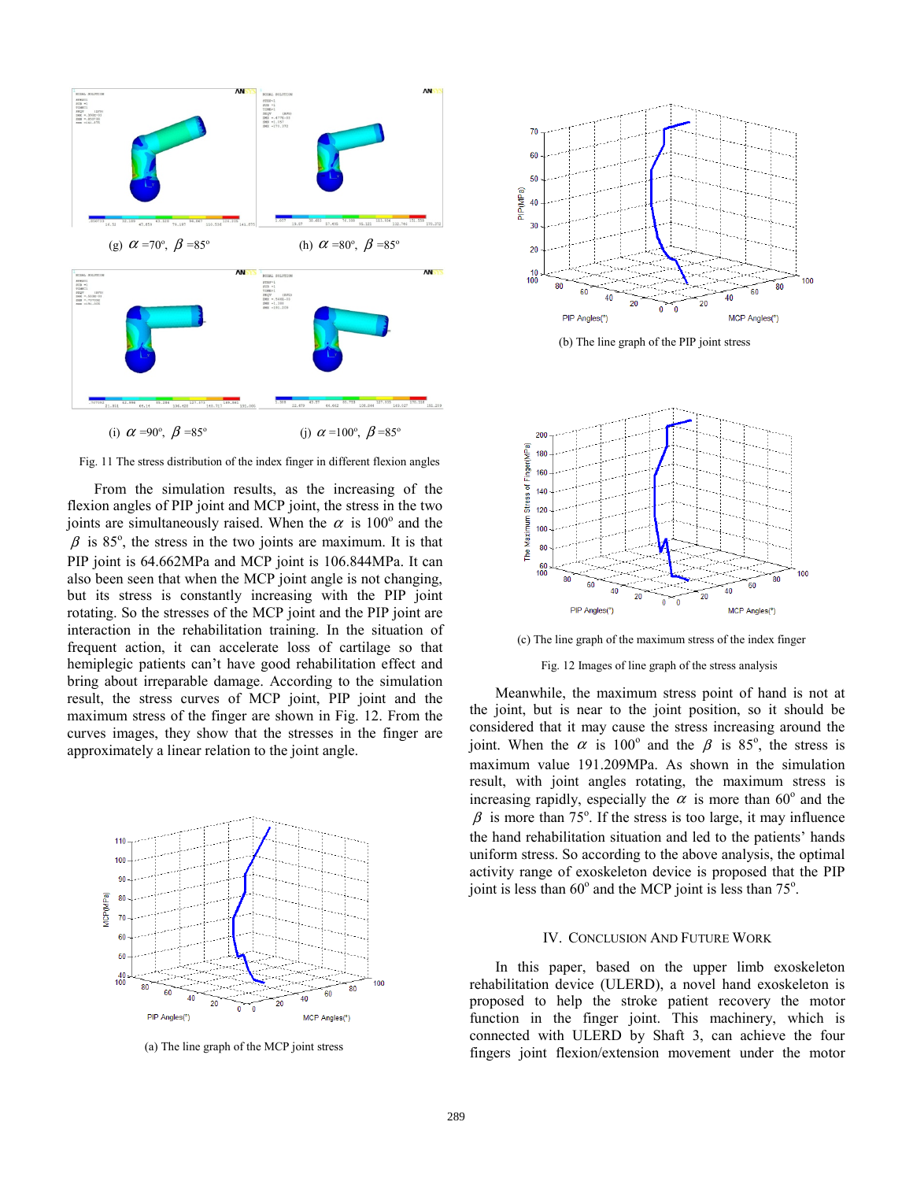(g) $\alpha$ =70°, $\beta$ =85°

(h) $\alpha$ =80°, $\beta$ =85°

(i) $\alpha$ =90°, $\beta$ =85°

(j) $\alpha$ =100°, $\beta$ =85°

Fig. 11 The stress distribution of the index finger in different flexion angles

From the simulation results, as the increasing of the flexion angles of PIP joint and MCP joint, the stress in the two joints are simultaneously raised. When the $\alpha$ is 100° and the $\beta$ is 85°, the stress in the two joints are maximum. It is that PIP joint is 64.662MPa and MCP joint is 106.844MPa. It can also been seen that when the MCP joint angle is not changing, but its stress is constantly increasing with the PIP joint rotating. So the stresses of the MCP joint and the PIP joint are interaction in the rehabilitation training. In the situation of frequent action, it can accelerate loss of cartilage so that hemiplegic patients can't have good rehabilitation effect and bring about irreparable damage. According to the simulation result, the stress curves of MCP joint, PIP joint and the maximum stress of the finger are shown in Fig. 12. From the curves images, they show that the stresses in the finger are approximately a linear relation to the joint angle.

(a) The line graph of the MCP joint stress

(b) The line graph of the PIP joint stress

(c) The line graph of the maximum stress of the index finger

Fig. 12 Images of line graph of the stress analysis

Meanwhile, the maximum stress point of hand is not at the joint, but is near to the joint position, so it should be considered that it may cause the stress increasing around the joint. When the $\alpha$ is 100° and the $\beta$ is 85°, the stress is maximum value 191.209MPa. As shown in the simulation result, with joint angles rotating, the maximum stress is increasing rapidly, especially the $\alpha$ is more than 60° and the $\beta$ is more than 75°. If the stress is too large, it may influence the hand rehabilitation situation and led to the patients' hands uniform stress. So according to the above analysis, the optimal activity range of exoskeleton device is proposed that the PIP joint is less than 60° and the MCP joint is less than 75°.

## IV. Conclusion and Future Work

In this paper, based on the upper limb exoskeleton rehabilitation device (ULERD), a novel hand exoskeleton is proposed to help the stroke patient recovery the motor function in the finger joint. This machinery, which is connected with ULERD by Shaft 3, can achieve the four fingers joint flexion/extension movement under the motor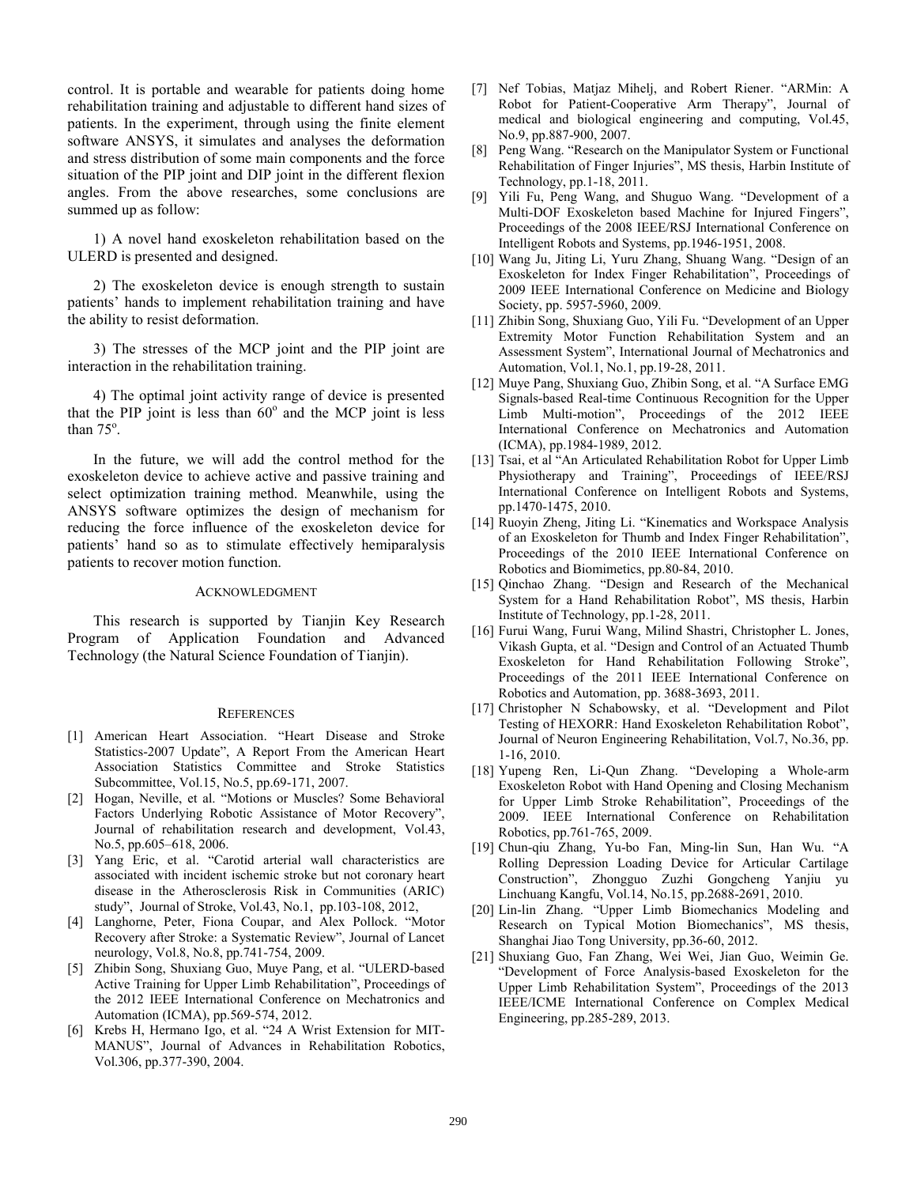control. It is portable and wearable for patients doing home rehabilitation training and adjustable to different hand sizes of patients. In the experiment, through using the finite element software ANSYS, it simulates and analyses the deformation and stress distribution of some main components and the force situation of the PIP joint and DIP joint in the different flexion angles. From the above researches, some conclusions are summed up as follow:

1) A novel hand exoskeleton rehabilitation based on the ULERD is presented and designed.

2) The exoskeleton device is enough strength to sustain patients' hands to implement rehabilitation training and have the ability to resist deformation.

3) The stresses of the MCP joint and the PIP joint are interaction in the rehabilitation training.

4) The optimal joint activity range of device is presented that the PIP joint is less than $60^{o}$ and the MCP joint is less than $75^{o}$.

In the future, we will add the control method for the exoskeleton device to achieve active and passive training and select optimization training method. Meanwhile, using the ANSYS software optimizes the design of mechanism for reducing the force influence of the exoskeleton device for patients' hand so as to stimulate effectively hemiparalysis patients to recover motion function.

## ACKNOWLEDGMENT

This research is supported by Tianjin Key Research Program of Application Foundation and Advanced Technology (the Natural Science Foundation of Tianjin).

## REFERENCES

[1] American Heart Association. "Heart Disease and Stroke Statistics-2007 Update", A Report From the American Heart Association Statistics Committee and Stroke Statistics Subcommittee, Vol.15, No.5, pp.69-171, 2007.

[2] Hogan, Neville, et al. "Motions or Muscles? Some Behavioral Factors Underlying Robotic Assistance of Motor Recovery", Journal of rehabilitation research and development, Vol.43, No.5, pp.605–618, 2006.

[3] Yang Eric, et al. "Carotid arterial wall characteristics are associated with incident ischemic stroke but not coronary heart disease in the Atherosclerosis Risk in Communities (ARIC) study", Journal of Stroke, Vol.43, No.1, pp.103-108, 2012,

[4] Langhorne, Peter, Fiona Coupar, and Alex Pollock. "Motor Recovery after Stroke: a Systematic Review", Journal of Lancet neurology, Vol.8, No.8, pp.741-754, 2009.

[5] Zhibin Song, Shuxiang Guo, Muye Pang, et al. "ULERD-based Active Training for Upper Limb Rehabilitation", Proceedings of the 2012 IEEE International Conference on Mechatronics and Automation (ICMA), pp.569-574, 2012.

[6] Krebs H, Hermano Igo, et al. "24 A Wrist Extension for MIT-MANUS", Journal of Advances in Rehabilitation Robotics, Vol.306, pp.377-390, 2004.

[7] Nef Tobias, Matjaz Mihelj, and Robert Riener. "ARMin: A Robot for Patient-Cooperative Arm Therapy", Journal of medical and biological engineering and computing, Vol.45, No.9, pp.887-900, 2007.

[8] Peng Wang. "Research on the Manipulator System or Functional Rehabilitation of Finger Injuries", MS thesis, Harbin Institute of Technology, pp.1-18, 2011.

[9] Yili Fu, Peng Wang, and Shuguo Wang. "Development of a Multi-DOF Exoskeleton based Machine for Injured Fingers", Proceedings of the 2008 IEEE/RSJ International Conference on Intelligent Robots and Systems, pp.1946-1951, 2008.

[10] Wang Ju, Jiting Li, Yuru Zhang, Shuang Wang. "Design of an Exoskeleton for Index Finger Rehabilitation", Proceedings of 2009 IEEE International Conference on Medicine and Biology Society, pp. 5957-5960, 2009.

[11] Zhibin Song, Shuxiang Guo, Yili Fu. "Development of an Upper Extremity Motor Function Rehabilitation System and an Assessment System", International Journal of Mechatronics and Automation, Vol.1, No.1, pp.19-28, 2011.

[12] Muye Pang, Shuxiang Guo, Zhibin Song, et al. "A Surface EMG Signals-based Real-time Continuous Recognition for the Upper Limb Multi-motion", Proceedings of the 2012 IEEE International Conference on Mechatronics and Automation (ICMA), pp.1984-1989, 2012.

[13] Tsai, et al "An Articulated Rehabilitation Robot for Upper Limb Physiotherapy and Training", Proceedings of IEEE/RSJ International Conference on Intelligent Robots and Systems, pp.1470-1475, 2010.

[14] Ruoyin Zheng, Jiting Li. "Kinematics and Workspace Analysis of an Exoskeleton for Thumb and Index Finger Rehabilitation", Proceedings of the 2010 IEEE International Conference on Robotics and Biomimetics, pp.80-84, 2010.

[15] Qinchao Zhang. "Design and Research of the Mechanical System for a Hand Rehabilitation Robot", MS thesis, Harbin Institute of Technology, pp.1-28, 2011.

[16] Furui Wang, Furui Wang, Milind Shastri, Christopher L. Jones, Vikash Gupta, et al. "Design and Control of an Actuated Thumb Exoskeleton for Hand Rehabilitation Following Stroke", Proceedings of the 2011 IEEE International Conference on Robotics and Automation, pp. 3688-3693, 2011.

[17] Christopher N Schabowsky, et al. "Development and Pilot Testing of HEXORR: Hand Exoskeleton Rehabilitation Robot", Journal of Neuron Engineering Rehabilitation, Vol.7, No.36, pp. 1-16, 2010.

[18] Yupeng Ren, Li-Qun Zhang. "Developing a Whole-arm Exoskeleton Robot with Hand Opening and Closing Mechanism for Upper Limb Stroke Rehabilitation", Proceedings of the 2009. IEEE International Conference on Rehabilitation Robotics, pp.761-765, 2009.

[19] Chun-qiu Zhang, Yu-bo Fan, Ming-lin Sun, Han Wu. "A Rolling Depression Loading Device for Articular Cartilage Construction", Zhongguo Zuzhi Gongcheng Yanjiu yu Linchuang Kangfu, Vol.14, No.15, pp.2688-2691, 2010.

[20] Lin-lin Zhang. "Upper Limb Biomechanics Modeling and Research on Typical Motion Biomechanics", MS thesis, Shanghai Jiao Tong University, pp.36-60, 2012.

[21] Shuxiang Guo, Fan Zhang, Wei Wei, Jian Guo, Weimin Ge. "Development of Force Analysis-based Exoskeleton for the Upper Limb Rehabilitation System", Proceedings of the 2013 IEEE/ICME International Conference on Complex Medical Engineering, pp.285-289, 2013.